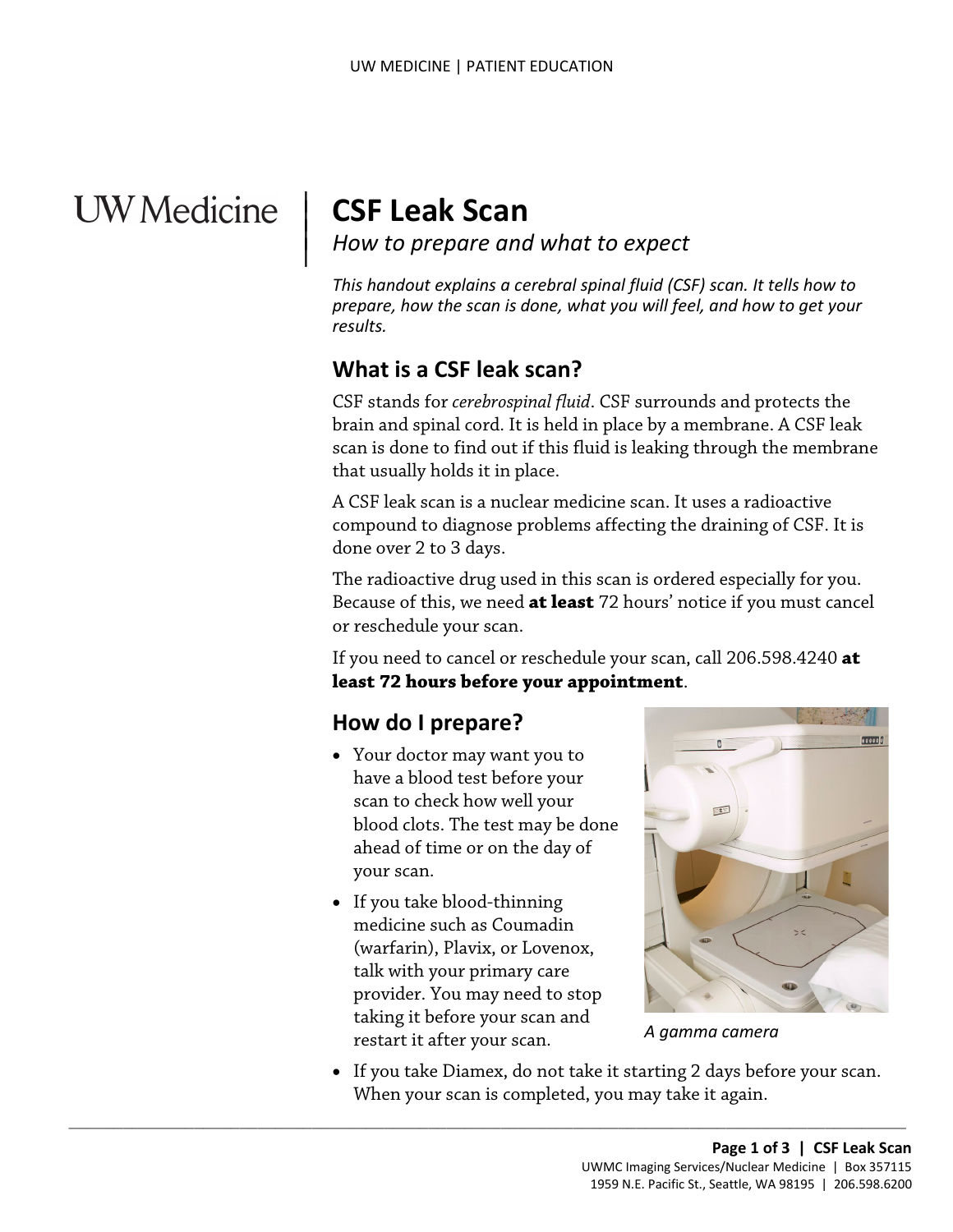# CSF Leak Scan

*How to prepare and what to expect*

*This handout explains a cerebral spinal fluid (CSF) scan. It tells how to prepare, how the scan is done, what you will feel, and how to get your results.*

## What is a CSF leak scan?

CSF stands for *cerebrospinal fluid*. CSF surrounds and protects the brain and spinal cord. It is held in place by a membrane. A CSF leak scan is done to find out if this fluid is leaking through the membrane that usually holds it in place.

A CSF leak scan is a nuclear medicine scan. It uses a radioactive compound to diagnose problems affecting the draining of CSF. It is done over 2 to 3 days.

The radioactive drug used in this scan is ordered especially for you. Because of this, we need **at least** 72 hours' notice if you must cancel or reschedule your scan.

If you need to cancel or reschedule your scan, call 206.598.4240 **at least 72 hours before your appointment**.

## How do I prepare?

- Your doctor may want you to have a blood test before your scan to check how well your blood clots. The test may be done ahead of time or on the day of your scan.
- If you take blood-thinning medicine such as Coumadin (warfarin), Plavix, or Lovenox, talk with your primary care provider. You may need to stop taking it before your scan and restart it after your scan.
- If you take Diamex, do not take it starting 2 days before your scan. When your scan is completed, you may take it again.

*A gamma camera*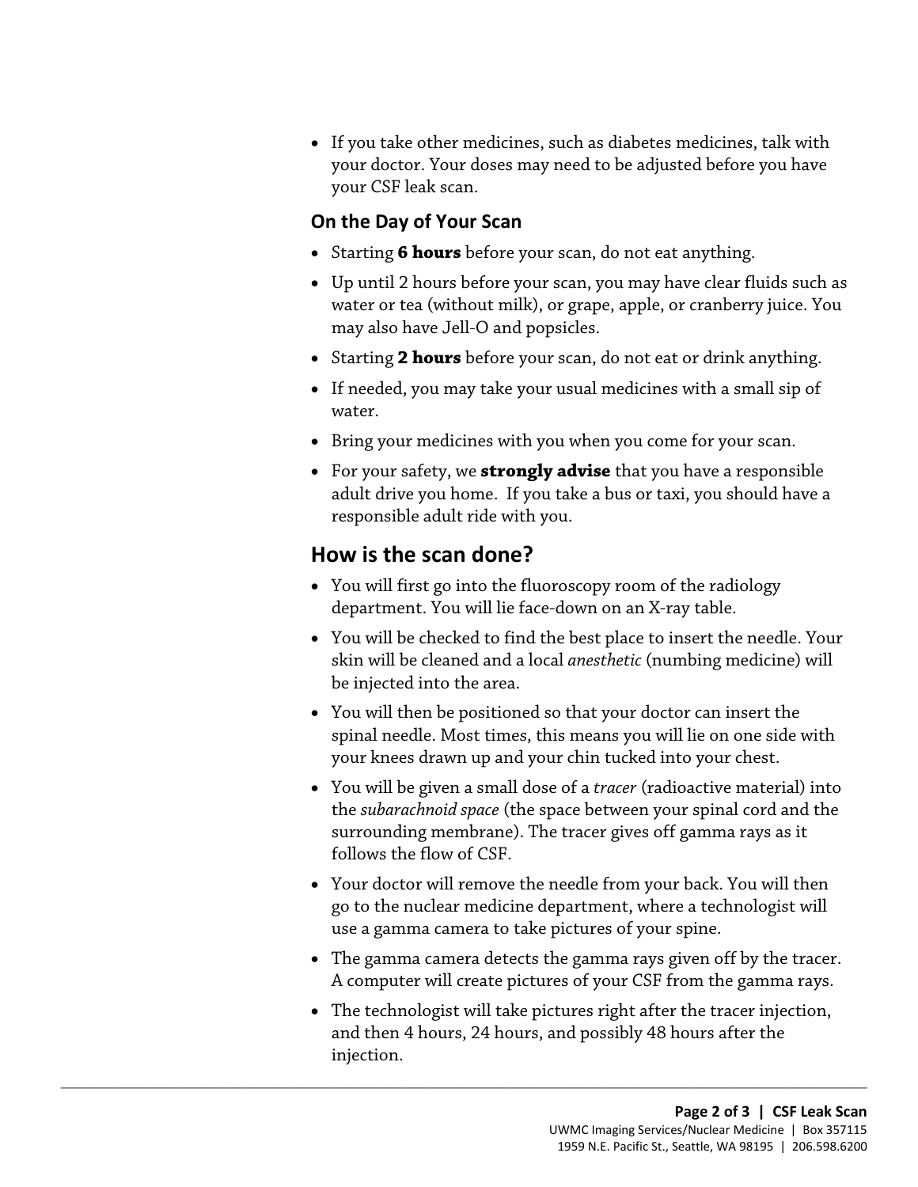- If you take other medicines, such as diabetes medicines, talk with your doctor. Your doses may need to be adjusted before you have your CSF leak scan.

### On the Day of Your Scan

- Starting **6 hours** before your scan, do not eat anything.
- Up until 2 hours before your scan, you may have clear fluids such as water or tea (without milk), or grape, apple, or cranberry juice. You may also have Jell-O and popsicles.
- Starting **2 hours** before your scan, do not eat or drink anything.
- If needed, you may take your usual medicines with a small sip of water.
- Bring your medicines with you when you come for your scan.
- For your safety, we **strongly advise** that you have a responsible adult drive you home. If you take a bus or taxi, you should have a responsible adult ride with you.

## How is the scan done?

- You will first go into the fluoroscopy room of the radiology department. You will lie face-down on an X-ray table.
- You will be checked to find the best place to insert the needle. Your skin will be cleaned and a local *anesthetic* (numbing medicine) will be injected into the area.
- You will then be positioned so that your doctor can insert the spinal needle. Most times, this means you will lie on one side with your knees drawn up and your chin tucked into your chest.
- You will be given a small dose of a *tracer* (radioactive material) into the *subarachnoid space* (the space between your spinal cord and the surrounding membrane). The tracer gives off gamma rays as it follows the flow of CSF.
- Your doctor will remove the needle from your back. You will then go to the nuclear medicine department, where a technologist will use a gamma camera to take pictures of your spine.
- The gamma camera detects the gamma rays given off by the tracer. A computer will create pictures of your CSF from the gamma rays.
- The technologist will take pictures right after the tracer injection, and then 4 hours, 24 hours, and possibly 48 hours after the injection.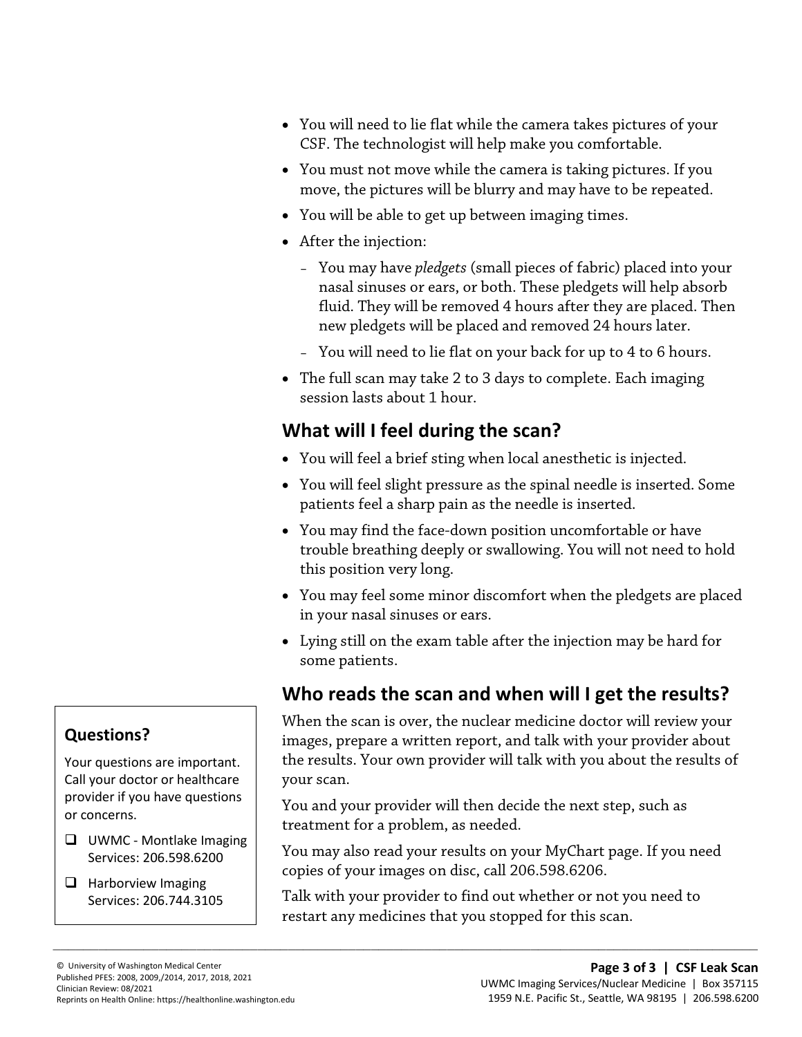- You will need to lie flat while the camera takes pictures of your CSF. The technologist will help make you comfortable.
- You must not move while the camera is taking pictures. If you move, the pictures will be blurry and may have to be repeated.
- You will be able to get up between imaging times.
- After the injection:
  - You may have *pledgets* (small pieces of fabric) placed into your nasal sinuses or ears, or both. These pledgets will help absorb fluid. They will be removed 4 hours after they are placed. Then new pledgets will be placed and removed 24 hours later.
  - You will need to lie flat on your back for up to 4 to 6 hours.
- The full scan may take 2 to 3 days to complete. Each imaging session lasts about 1 hour.

## What will I feel during the scan?

- You will feel a brief sting when local anesthetic is injected.
- You will feel slight pressure as the spinal needle is inserted. Some patients feel a sharp pain as the needle is inserted.
- You may find the face-down position uncomfortable or have trouble breathing deeply or swallowing. You will not need to hold this position very long.
- You may feel some minor discomfort when the pledgets are placed in your nasal sinuses or ears.
- Lying still on the exam table after the injection may be hard for some patients.

## Who reads the scan and when will I get the results?

When the scan is over, the nuclear medicine doctor will review your images, prepare a written report, and talk with your provider about the results. Your own provider will talk with you about the results of your scan.

You and your provider will then decide the next step, such as treatment for a problem, as needed.

You may also read your results on your MyChart page. If you need copies of your images on disc, call 206.598.6206.

Talk with your provider to find out whether or not you need to restart any medicines that you stopped for this scan.

### Questions?

Your questions are important. Call your doctor or healthcare provider if you have questions or concerns.

- ☐ UWMC - Montlake Imaging Services: 206.598.6200
- ☐ Harborview Imaging Services: 206.744.3105

© University of Washington Medical Center
Published PFES: 2008, 2009,/2014, 2017, 2018, 2021
Clinician Review: 08/2021
Reprints on Health Online: https://healthonline.washington.edu

**CSF Leak Scan**
UWMC Imaging Services/Nuclear Medicine | Box 357115
1959 N.E. Pacific St., Seattle, WA 98195 | 206.598.6200